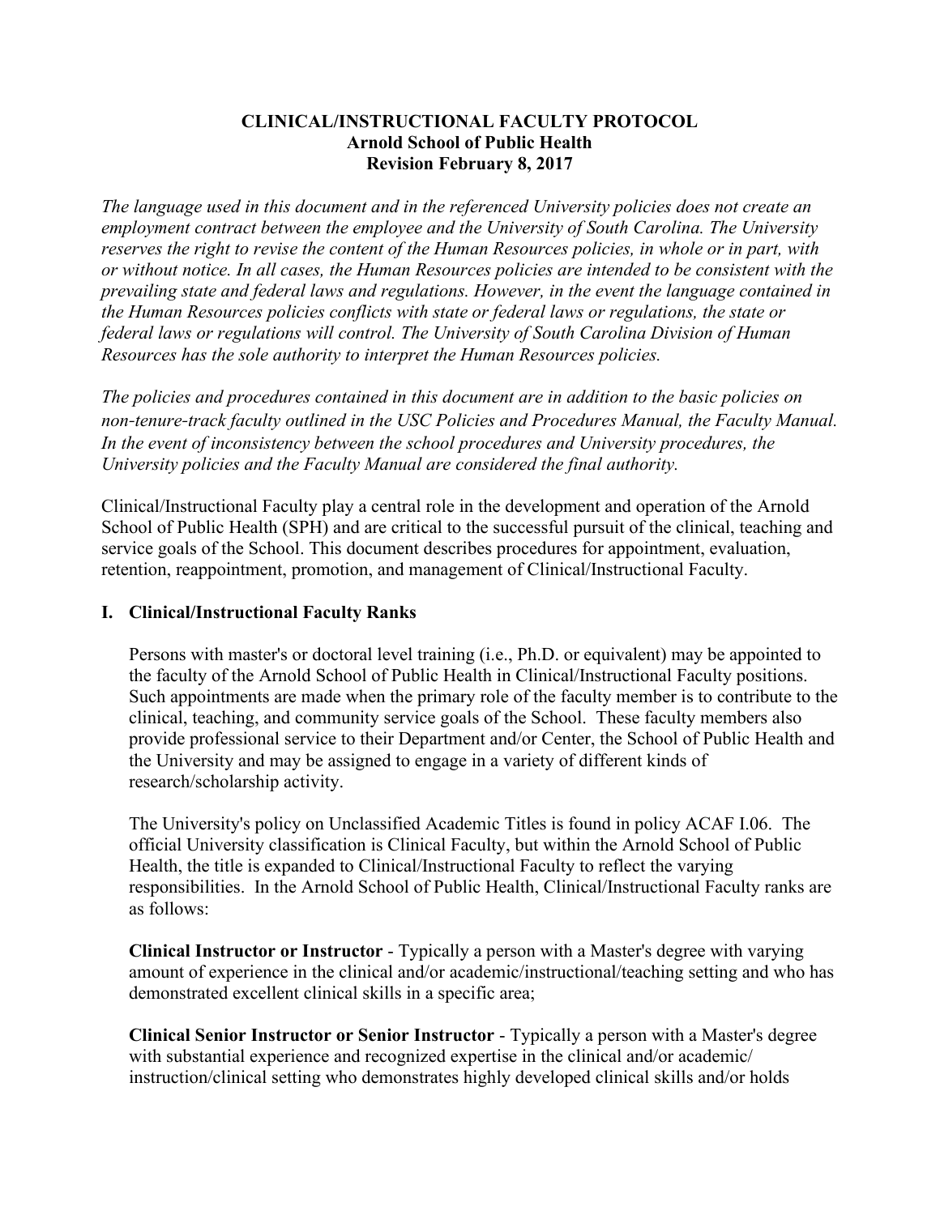**CLINICAL/INSTRUCTIONAL FACULTY PROTOCOL**
**Arnold School of Public Health**
**Revision February 8, 2017**

*The language used in this document and in the referenced University policies does not create an employment contract between the employee and the University of South Carolina. The University reserves the right to revise the content of the Human Resources policies, in whole or in part, with or without notice. In all cases, the Human Resources policies are intended to be consistent with the prevailing state and federal laws and regulations. However, in the event the language contained in the Human Resources policies conflicts with state or federal laws or regulations, the state or federal laws or regulations will control. The University of South Carolina Division of Human Resources has the sole authority to interpret the Human Resources policies.*

*The policies and procedures contained in this document are in addition to the basic policies on non-tenure-track faculty outlined in the USC Policies and Procedures Manual, the Faculty Manual. In the event of inconsistency between the school procedures and University procedures, the University policies and the Faculty Manual are considered the final authority.*

Clinical/Instructional Faculty play a central role in the development and operation of the Arnold School of Public Health (SPH) and are critical to the successful pursuit of the clinical, teaching and service goals of the School. This document describes procedures for appointment, evaluation, retention, reappointment, promotion, and management of Clinical/Instructional Faculty.

## I. Clinical/Instructional Faculty Ranks

Persons with master's or doctoral level training (i.e., Ph.D. or equivalent) may be appointed to the faculty of the Arnold School of Public Health in Clinical/Instructional Faculty positions. Such appointments are made when the primary role of the faculty member is to contribute to the clinical, teaching, and community service goals of the School. These faculty members also provide professional service to their Department and/or Center, the School of Public Health and the University and may be assigned to engage in a variety of different kinds of research/scholarship activity.

The University's policy on Unclassified Academic Titles is found in policy ACAF I.06. The official University classification is Clinical Faculty, but within the Arnold School of Public Health, the title is expanded to Clinical/Instructional Faculty to reflect the varying responsibilities. In the Arnold School of Public Health, Clinical/Instructional Faculty ranks are as follows:

**Clinical Instructor or Instructor** - Typically a person with a Master's degree with varying amount of experience in the clinical and/or academic/instructional/teaching setting and who has demonstrated excellent clinical skills in a specific area;

**Clinical Senior Instructor or Senior Instructor** - Typically a person with a Master's degree with substantial experience and recognized expertise in the clinical and/or academic/ instruction/clinical setting who demonstrates highly developed clinical skills and/or holds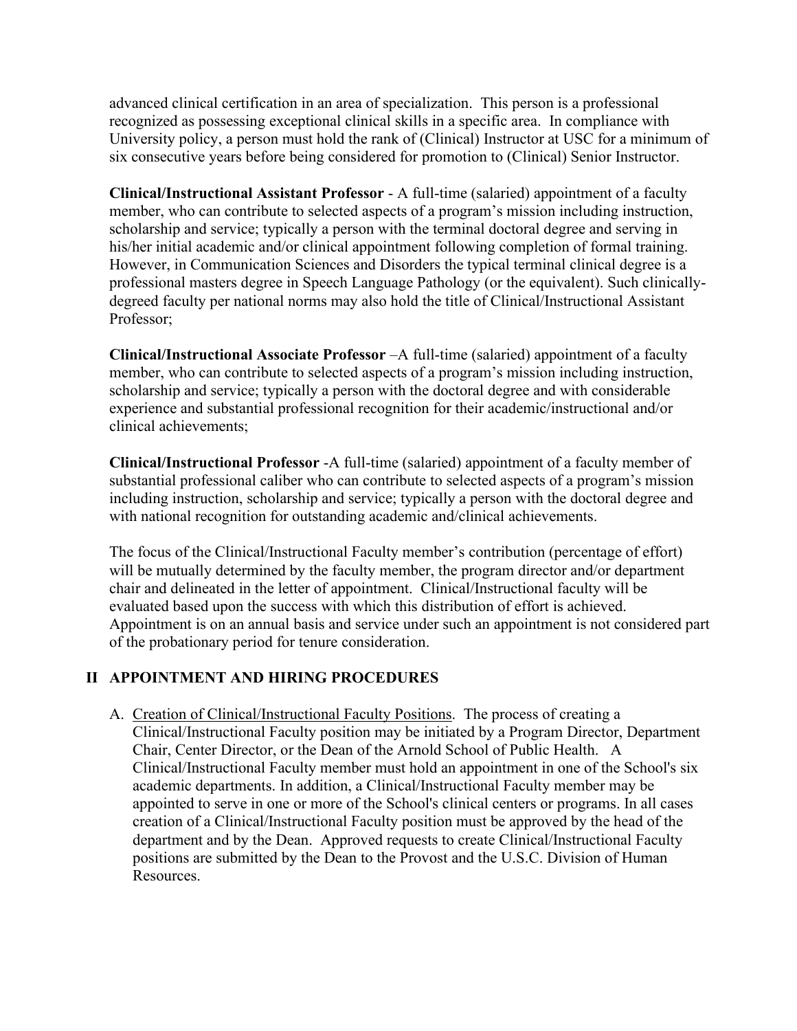advanced clinical certification in an area of specialization. This person is a professional recognized as possessing exceptional clinical skills in a specific area. In compliance with University policy, a person must hold the rank of (Clinical) Instructor at USC for a minimum of six consecutive years before being considered for promotion to (Clinical) Senior Instructor.

**Clinical/Instructional Assistant Professor** - A full-time (salaried) appointment of a faculty member, who can contribute to selected aspects of a program's mission including instruction, scholarship and service; typically a person with the terminal doctoral degree and serving in his/her initial academic and/or clinical appointment following completion of formal training. However, in Communication Sciences and Disorders the typical terminal clinical degree is a professional masters degree in Speech Language Pathology (or the equivalent). Such clinically-degreed faculty per national norms may also hold the title of Clinical/Instructional Assistant Professor;

**Clinical/Instructional Associate Professor** –A full-time (salaried) appointment of a faculty member, who can contribute to selected aspects of a program's mission including instruction, scholarship and service; typically a person with the doctoral degree and with considerable experience and substantial professional recognition for their academic/instructional and/or clinical achievements;

**Clinical/Instructional Professor** -A full-time (salaried) appointment of a faculty member of substantial professional caliber who can contribute to selected aspects of a program's mission including instruction, scholarship and service; typically a person with the doctoral degree and with national recognition for outstanding academic and/clinical achievements.

The focus of the Clinical/Instructional Faculty member's contribution (percentage of effort) will be mutually determined by the faculty member, the program director and/or department chair and delineated in the letter of appointment. Clinical/Instructional faculty will be evaluated based upon the success with which this distribution of effort is achieved. Appointment is on an annual basis and service under such an appointment is not considered part of the probationary period for tenure consideration.

## II APPOINTMENT AND HIRING PROCEDURES

A. Creation of Clinical/Instructional Faculty Positions. The process of creating a Clinical/Instructional Faculty position may be initiated by a Program Director, Department Chair, Center Director, or the Dean of the Arnold School of Public Health. A Clinical/Instructional Faculty member must hold an appointment in one of the School's six academic departments. In addition, a Clinical/Instructional Faculty member may be appointed to serve in one or more of the School's clinical centers or programs. In all cases creation of a Clinical/Instructional Faculty position must be approved by the head of the department and by the Dean. Approved requests to create Clinical/Instructional Faculty positions are submitted by the Dean to the Provost and the U.S.C. Division of Human Resources.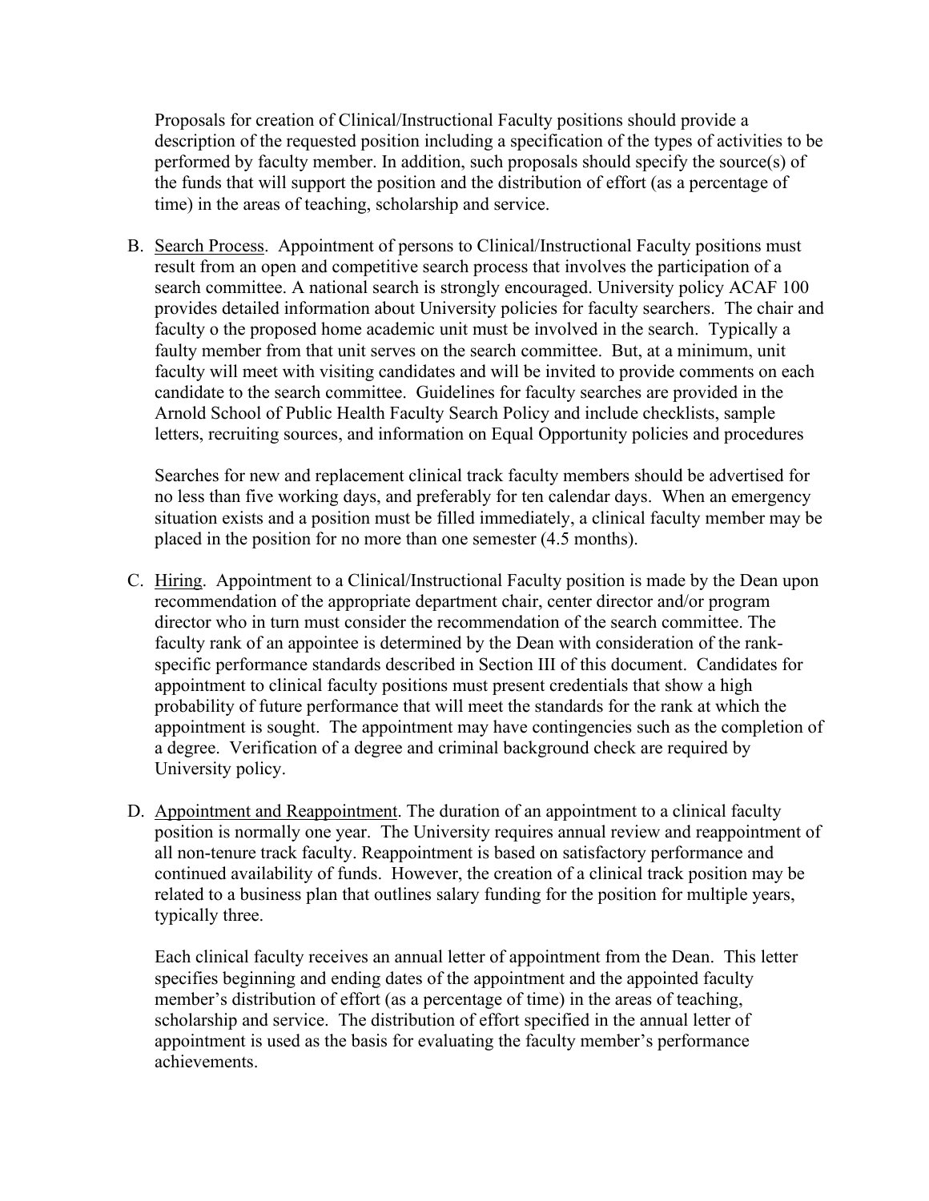Proposals for creation of Clinical/Instructional Faculty positions should provide a description of the requested position including a specification of the types of activities to be performed by faculty member. In addition, such proposals should specify the source(s) of the funds that will support the position and the distribution of effort (as a percentage of time) in the areas of teaching, scholarship and service.

B. Search Process. Appointment of persons to Clinical/Instructional Faculty positions must result from an open and competitive search process that involves the participation of a search committee. A national search is strongly encouraged. University policy ACAF 100 provides detailed information about University policies for faculty searchers. The chair and faculty o the proposed home academic unit must be involved in the search. Typically a faulty member from that unit serves on the search committee. But, at a minimum, unit faculty will meet with visiting candidates and will be invited to provide comments on each candidate to the search committee. Guidelines for faculty searches are provided in the Arnold School of Public Health Faculty Search Policy and include checklists, sample letters, recruiting sources, and information on Equal Opportunity policies and procedures

   Searches for new and replacement clinical track faculty members should be advertised for no less than five working days, and preferably for ten calendar days. When an emergency situation exists and a position must be filled immediately, a clinical faculty member may be placed in the position for no more than one semester (4.5 months).

C. Hiring. Appointment to a Clinical/Instructional Faculty position is made by the Dean upon recommendation of the appropriate department chair, center director and/or program director who in turn must consider the recommendation of the search committee. The faculty rank of an appointee is determined by the Dean with consideration of the rank-specific performance standards described in Section III of this document. Candidates for appointment to clinical faculty positions must present credentials that show a high probability of future performance that will meet the standards for the rank at which the appointment is sought. The appointment may have contingencies such as the completion of a degree. Verification of a degree and criminal background check are required by University policy.

D. Appointment and Reappointment. The duration of an appointment to a clinical faculty position is normally one year. The University requires annual review and reappointment of all non-tenure track faculty. Reappointment is based on satisfactory performance and continued availability of funds. However, the creation of a clinical track position may be related to a business plan that outlines salary funding for the position for multiple years, typically three.

   Each clinical faculty receives an annual letter of appointment from the Dean. This letter specifies beginning and ending dates of the appointment and the appointed faculty member's distribution of effort (as a percentage of time) in the areas of teaching, scholarship and service. The distribution of effort specified in the annual letter of appointment is used as the basis for evaluating the faculty member's performance achievements.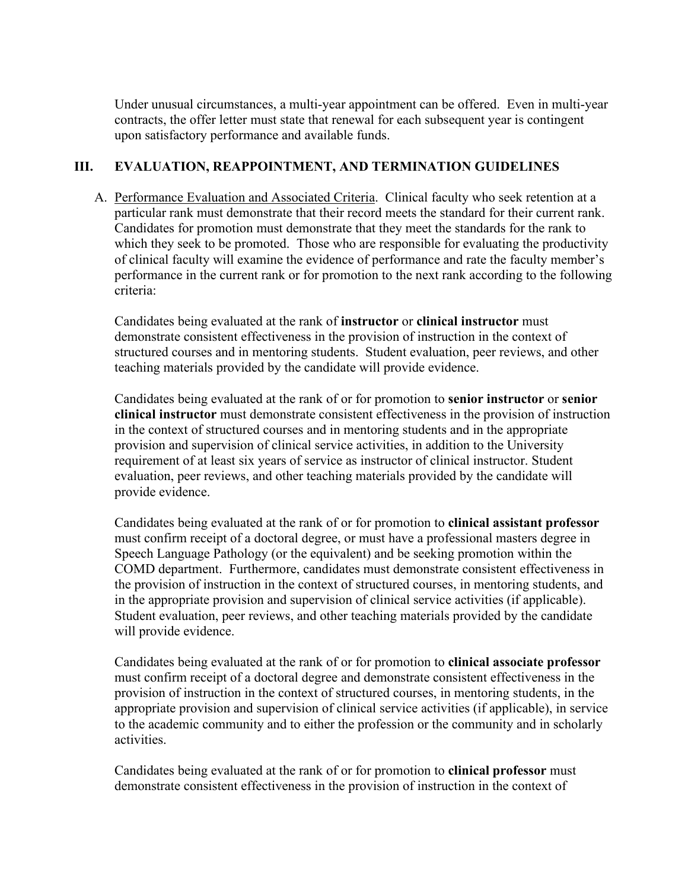Under unusual circumstances, a multi-year appointment can be offered. Even in multi-year contracts, the offer letter must state that renewal for each subsequent year is contingent upon satisfactory performance and available funds.

## III. EVALUATION, REAPPOINTMENT, AND TERMINATION GUIDELINES

A. Performance Evaluation and Associated Criteria. Clinical faculty who seek retention at a particular rank must demonstrate that their record meets the standard for their current rank. Candidates for promotion must demonstrate that they meet the standards for the rank to which they seek to be promoted. Those who are responsible for evaluating the productivity of clinical faculty will examine the evidence of performance and rate the faculty member's performance in the current rank or for promotion to the next rank according to the following criteria:

Candidates being evaluated at the rank of **instructor** or **clinical instructor** must demonstrate consistent effectiveness in the provision of instruction in the context of structured courses and in mentoring students. Student evaluation, peer reviews, and other teaching materials provided by the candidate will provide evidence.

Candidates being evaluated at the rank of or for promotion to **senior instructor** or **senior clinical instructor** must demonstrate consistent effectiveness in the provision of instruction in the context of structured courses and in mentoring students and in the appropriate provision and supervision of clinical service activities, in addition to the University requirement of at least six years of service as instructor of clinical instructor. Student evaluation, peer reviews, and other teaching materials provided by the candidate will provide evidence.

Candidates being evaluated at the rank of or for promotion to **clinical assistant professor** must confirm receipt of a doctoral degree, or must have a professional masters degree in Speech Language Pathology (or the equivalent) and be seeking promotion within the COMD department. Furthermore, candidates must demonstrate consistent effectiveness in the provision of instruction in the context of structured courses, in mentoring students, and in the appropriate provision and supervision of clinical service activities (if applicable). Student evaluation, peer reviews, and other teaching materials provided by the candidate will provide evidence.

Candidates being evaluated at the rank of or for promotion to **clinical associate professor** must confirm receipt of a doctoral degree and demonstrate consistent effectiveness in the provision of instruction in the context of structured courses, in mentoring students, in the appropriate provision and supervision of clinical service activities (if applicable), in service to the academic community and to either the profession or the community and in scholarly activities.

Candidates being evaluated at the rank of or for promotion to **clinical professor** must demonstrate consistent effectiveness in the provision of instruction in the context of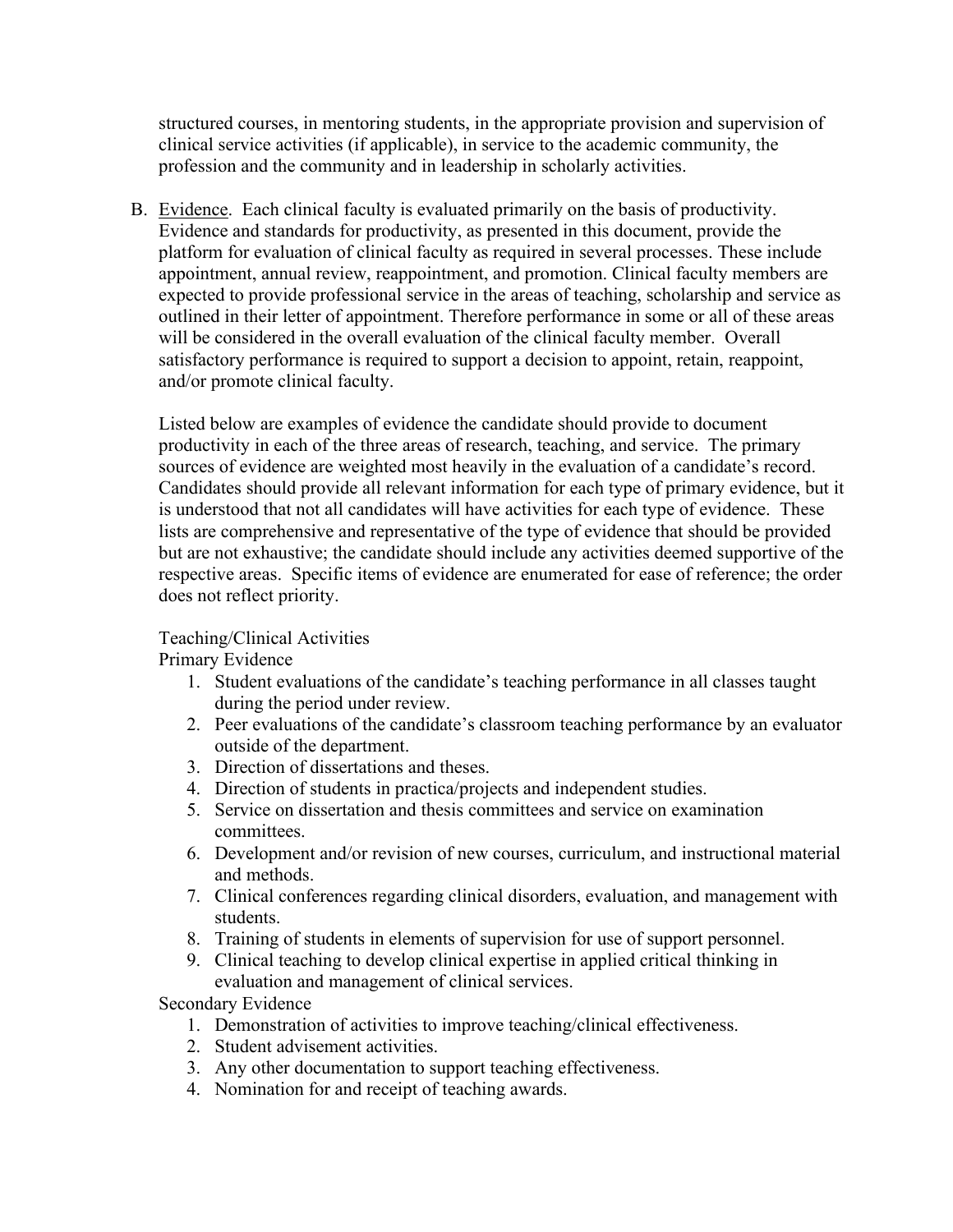structured courses, in mentoring students, in the appropriate provision and supervision of clinical service activities (if applicable), in service to the academic community, the profession and the community and in leadership in scholarly activities.

B. <u>Evidence</u>. Each clinical faculty is evaluated primarily on the basis of productivity. Evidence and standards for productivity, as presented in this document, provide the platform for evaluation of clinical faculty as required in several processes. These include appointment, annual review, reappointment, and promotion. Clinical faculty members are expected to provide professional service in the areas of teaching, scholarship and service as outlined in their letter of appointment. Therefore performance in some or all of these areas will be considered in the overall evaluation of the clinical faculty member. Overall satisfactory performance is required to support a decision to appoint, retain, reappoint, and/or promote clinical faculty.

   Listed below are examples of evidence the candidate should provide to document productivity in each of the three areas of research, teaching, and service. The primary sources of evidence are weighted most heavily in the evaluation of a candidate's record. Candidates should provide all relevant information for each type of primary evidence, but it is understood that not all candidates will have activities for each type of evidence. These lists are comprehensive and representative of the type of evidence that should be provided but are not exhaustive; the candidate should include any activities deemed supportive of the respective areas. Specific items of evidence are enumerated for ease of reference; the order does not reflect priority.

   Teaching/Clinical Activities

   Primary Evidence

   1. Student evaluations of the candidate's teaching performance in all classes taught during the period under review.
   2. Peer evaluations of the candidate's classroom teaching performance by an evaluator outside of the department.
   3. Direction of dissertations and theses.
   4. Direction of students in practica/projects and independent studies.
   5. Service on dissertation and thesis committees and service on examination committees.
   6. Development and/or revision of new courses, curriculum, and instructional material and methods.
   7. Clinical conferences regarding clinical disorders, evaluation, and management with students.
   8. Training of students in elements of supervision for use of support personnel.
   9. Clinical teaching to develop clinical expertise in applied critical thinking in evaluation and management of clinical services.

   Secondary Evidence

   1. Demonstration of activities to improve teaching/clinical effectiveness.
   2. Student advisement activities.
   3. Any other documentation to support teaching effectiveness.
   4. Nomination for and receipt of teaching awards.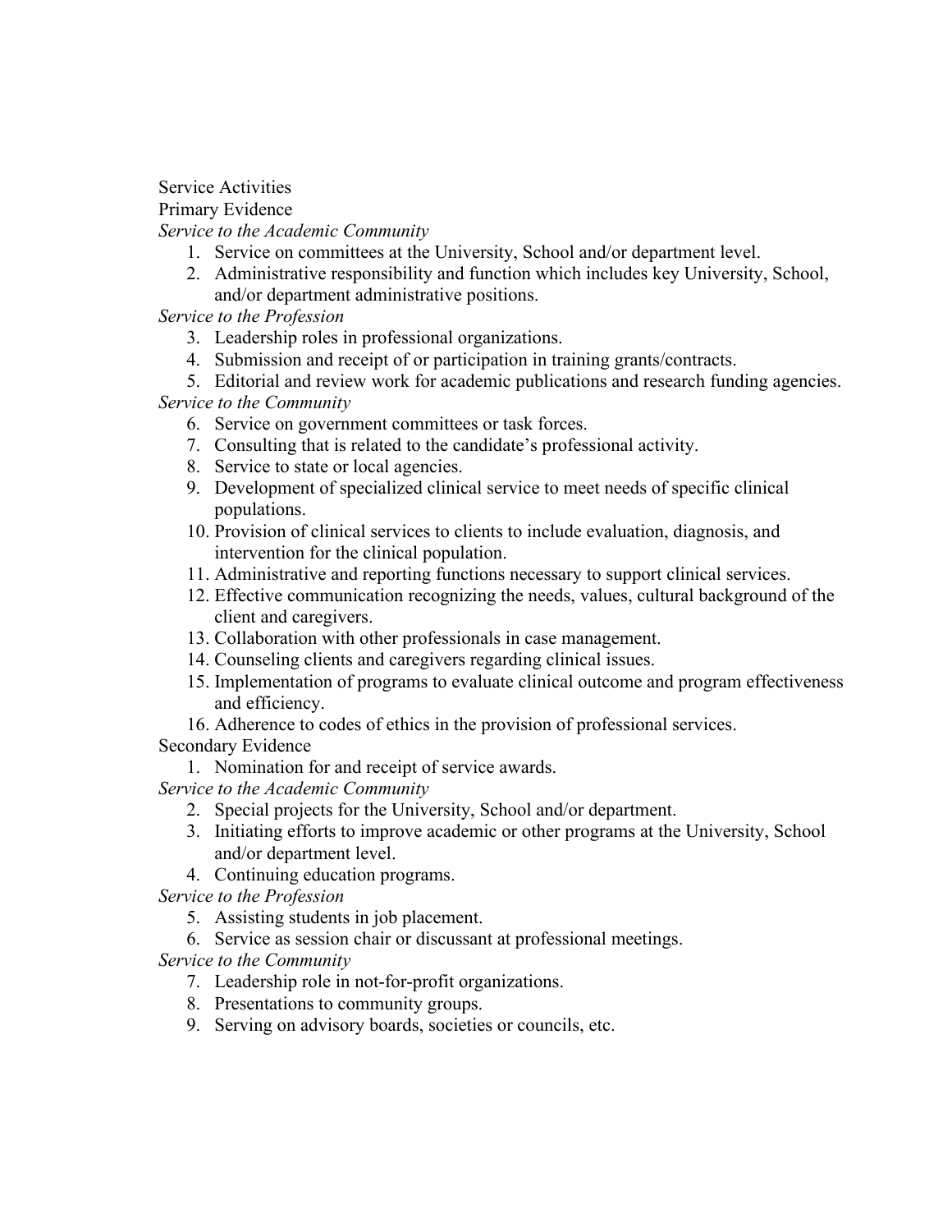Service Activities

Primary Evidence

*Service to the Academic Community*

1. Service on committees at the University, School and/or department level.
2. Administrative responsibility and function which includes key University, School, and/or department administrative positions.

*Service to the Profession*

3. Leadership roles in professional organizations.
4. Submission and receipt of or participation in training grants/contracts.
5. Editorial and review work for academic publications and research funding agencies.

*Service to the Community*

6. Service on government committees or task forces.
7. Consulting that is related to the candidate's professional activity.
8. Service to state or local agencies.
9. Development of specialized clinical service to meet needs of specific clinical populations.
10. Provision of clinical services to clients to include evaluation, diagnosis, and intervention for the clinical population.
11. Administrative and reporting functions necessary to support clinical services.
12. Effective communication recognizing the needs, values, cultural background of the client and caregivers.
13. Collaboration with other professionals in case management.
14. Counseling clients and caregivers regarding clinical issues.
15. Implementation of programs to evaluate clinical outcome and program effectiveness and efficiency.
16. Adherence to codes of ethics in the provision of professional services.

Secondary Evidence

1. Nomination for and receipt of service awards.

*Service to the Academic Community*

2. Special projects for the University, School and/or department.
3. Initiating efforts to improve academic or other programs at the University, School and/or department level.
4. Continuing education programs.

*Service to the Profession*

5. Assisting students in job placement.
6. Service as session chair or discussant at professional meetings.

*Service to the Community*

7. Leadership role in not-for-profit organizations.
8. Presentations to community groups.
9. Serving on advisory boards, societies or councils, etc.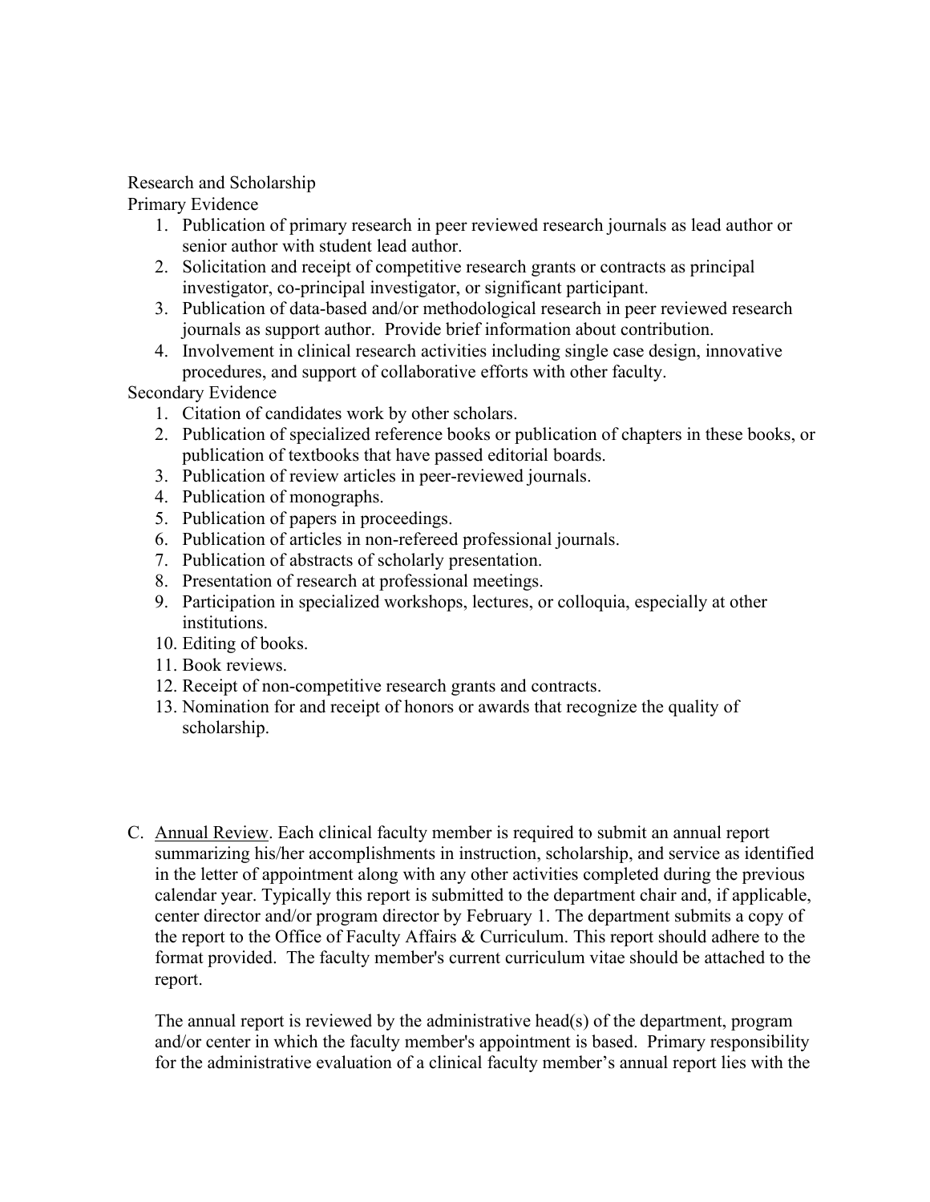Research and Scholarship

Primary Evidence

1. Publication of primary research in peer reviewed research journals as lead author or senior author with student lead author.
2. Solicitation and receipt of competitive research grants or contracts as principal investigator, co-principal investigator, or significant participant.
3. Publication of data-based and/or methodological research in peer reviewed research journals as support author. Provide brief information about contribution.
4. Involvement in clinical research activities including single case design, innovative procedures, and support of collaborative efforts with other faculty.

Secondary Evidence

1. Citation of candidates work by other scholars.
2. Publication of specialized reference books or publication of chapters in these books, or publication of textbooks that have passed editorial boards.
3. Publication of review articles in peer-reviewed journals.
4. Publication of monographs.
5. Publication of papers in proceedings.
6. Publication of articles in non-refereed professional journals.
7. Publication of abstracts of scholarly presentation.
8. Presentation of research at professional meetings.
9. Participation in specialized workshops, lectures, or colloquia, especially at other institutions.
10. Editing of books.
11. Book reviews.
12. Receipt of non-competitive research grants and contracts.
13. Nomination for and receipt of honors or awards that recognize the quality of scholarship.

C. <u>Annual Review</u>. Each clinical faculty member is required to submit an annual report summarizing his/her accomplishments in instruction, scholarship, and service as identified in the letter of appointment along with any other activities completed during the previous calendar year. Typically this report is submitted to the department chair and, if applicable, center director and/or program director by February 1. The department submits a copy of the report to the Office of Faculty Affairs & Curriculum. This report should adhere to the format provided. The faculty member's current curriculum vitae should be attached to the report.

   The annual report is reviewed by the administrative head(s) of the department, program and/or center in which the faculty member's appointment is based. Primary responsibility for the administrative evaluation of a clinical faculty member's annual report lies with the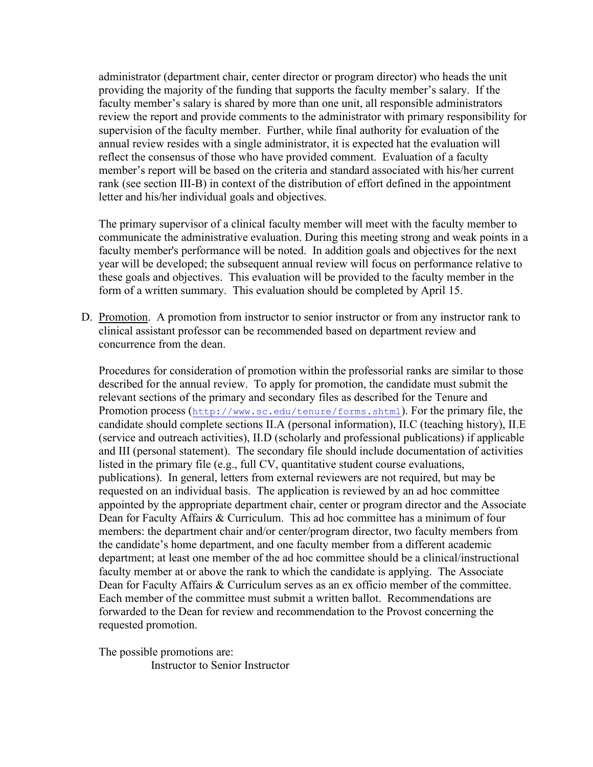administrator (department chair, center director or program director) who heads the unit providing the majority of the funding that supports the faculty member's salary. If the faculty member's salary is shared by more than one unit, all responsible administrators review the report and provide comments to the administrator with primary responsibility for supervision of the faculty member. Further, while final authority for evaluation of the annual review resides with a single administrator, it is expected hat the evaluation will reflect the consensus of those who have provided comment. Evaluation of a faculty member's report will be based on the criteria and standard associated with his/her current rank (see section III-B) in context of the distribution of effort defined in the appointment letter and his/her individual goals and objectives.

The primary supervisor of a clinical faculty member will meet with the faculty member to communicate the administrative evaluation. During this meeting strong and weak points in a faculty member's performance will be noted. In addition goals and objectives for the next year will be developed; the subsequent annual review will focus on performance relative to these goals and objectives. This evaluation will be provided to the faculty member in the form of a written summary. This evaluation should be completed by April 15.

D. Promotion. A promotion from instructor to senior instructor or from any instructor rank to clinical assistant professor can be recommended based on department review and concurrence from the dean.

Procedures for consideration of promotion within the professorial ranks are similar to those described for the annual review. To apply for promotion, the candidate must submit the relevant sections of the primary and secondary files as described for the Tenure and Promotion process (http://www.sc.edu/tenure/forms.shtml). For the primary file, the candidate should complete sections II.A (personal information), II.C (teaching history), II.E (service and outreach activities), II.D (scholarly and professional publications) if applicable and III (personal statement). The secondary file should include documentation of activities listed in the primary file (e.g., full CV, quantitative student course evaluations, publications). In general, letters from external reviewers are not required, but may be requested on an individual basis. The application is reviewed by an ad hoc committee appointed by the appropriate department chair, center or program director and the Associate Dean for Faculty Affairs & Curriculum. This ad hoc committee has a minimum of four members: the department chair and/or center/program director, two faculty members from the candidate's home department, and one faculty member from a different academic department; at least one member of the ad hoc committee should be a clinical/instructional faculty member at or above the rank to which the candidate is applying. The Associate Dean for Faculty Affairs & Curriculum serves as an ex officio member of the committee. Each member of the committee must submit a written ballot. Recommendations are forwarded to the Dean for review and recommendation to the Provost concerning the requested promotion.

The possible promotions are:

Instructor to Senior Instructor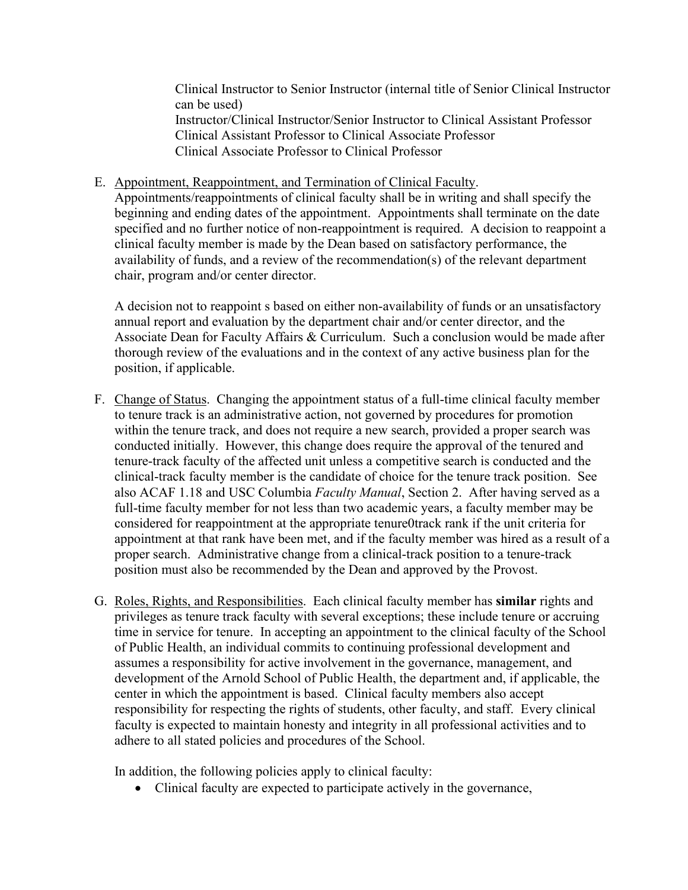Clinical Instructor to Senior Instructor (internal title of Senior Clinical Instructor can be used)
Instructor/Clinical Instructor/Senior Instructor to Clinical Assistant Professor
Clinical Assistant Professor to Clinical Associate Professor
Clinical Associate Professor to Clinical Professor

E. Appointment, Reappointment, and Termination of Clinical Faculty.
Appointments/reappointments of clinical faculty shall be in writing and shall specify the beginning and ending dates of the appointment. Appointments shall terminate on the date specified and no further notice of non-reappointment is required. A decision to reappoint a clinical faculty member is made by the Dean based on satisfactory performance, the availability of funds, and a review of the recommendation(s) of the relevant department chair, program and/or center director.

A decision not to reappoint s based on either non-availability of funds or an unsatisfactory annual report and evaluation by the department chair and/or center director, and the Associate Dean for Faculty Affairs & Curriculum. Such a conclusion would be made after thorough review of the evaluations and in the context of any active business plan for the position, if applicable.

F. Change of Status. Changing the appointment status of a full-time clinical faculty member to tenure track is an administrative action, not governed by procedures for promotion within the tenure track, and does not require a new search, provided a proper search was conducted initially. However, this change does require the approval of the tenured and tenure-track faculty of the affected unit unless a competitive search is conducted and the clinical-track faculty member is the candidate of choice for the tenure track position. See also ACAF 1.18 and USC Columbia *Faculty Manual*, Section 2. After having served as a full-time faculty member for not less than two academic years, a faculty member may be considered for reappointment at the appropriate tenure0track rank if the unit criteria for appointment at that rank have been met, and if the faculty member was hired as a result of a proper search. Administrative change from a clinical-track position to a tenure-track position must also be recommended by the Dean and approved by the Provost.

G. Roles, Rights, and Responsibilities. Each clinical faculty member has **similar** rights and privileges as tenure track faculty with several exceptions; these include tenure or accruing time in service for tenure. In accepting an appointment to the clinical faculty of the School of Public Health, an individual commits to continuing professional development and assumes a responsibility for active involvement in the governance, management, and development of the Arnold School of Public Health, the department and, if applicable, the center in which the appointment is based. Clinical faculty members also accept responsibility for respecting the rights of students, other faculty, and staff. Every clinical faculty is expected to maintain honesty and integrity in all professional activities and to adhere to all stated policies and procedures of the School.

In addition, the following policies apply to clinical faculty:

- Clinical faculty are expected to participate actively in the governance,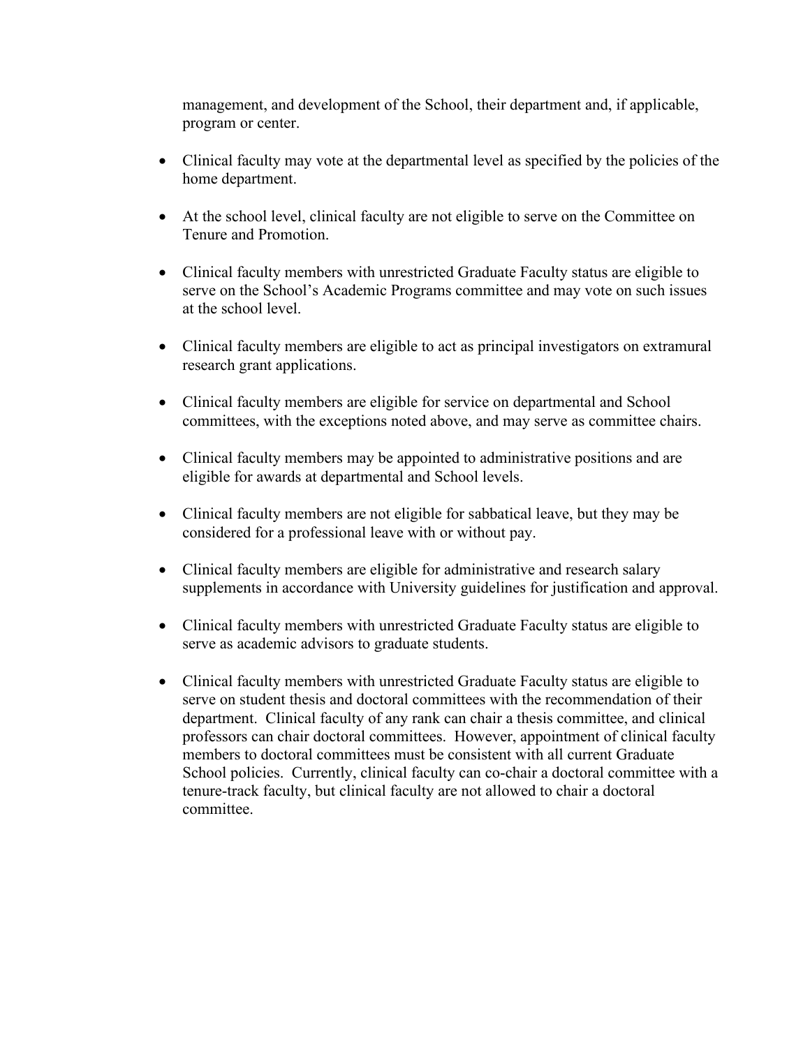management, and development of the School, their department and, if applicable, program or center.

- Clinical faculty may vote at the departmental level as specified by the policies of the home department.

- At the school level, clinical faculty are not eligible to serve on the Committee on Tenure and Promotion.

- Clinical faculty members with unrestricted Graduate Faculty status are eligible to serve on the School's Academic Programs committee and may vote on such issues at the school level.

- Clinical faculty members are eligible to act as principal investigators on extramural research grant applications.

- Clinical faculty members are eligible for service on departmental and School committees, with the exceptions noted above, and may serve as committee chairs.

- Clinical faculty members may be appointed to administrative positions and are eligible for awards at departmental and School levels.

- Clinical faculty members are not eligible for sabbatical leave, but they may be considered for a professional leave with or without pay.

- Clinical faculty members are eligible for administrative and research salary supplements in accordance with University guidelines for justification and approval.

- Clinical faculty members with unrestricted Graduate Faculty status are eligible to serve as academic advisors to graduate students.

- Clinical faculty members with unrestricted Graduate Faculty status are eligible to serve on student thesis and doctoral committees with the recommendation of their department. Clinical faculty of any rank can chair a thesis committee, and clinical professors can chair doctoral committees. However, appointment of clinical faculty members to doctoral committees must be consistent with all current Graduate School policies. Currently, clinical faculty can co-chair a doctoral committee with a tenure-track faculty, but clinical faculty are not allowed to chair a doctoral committee.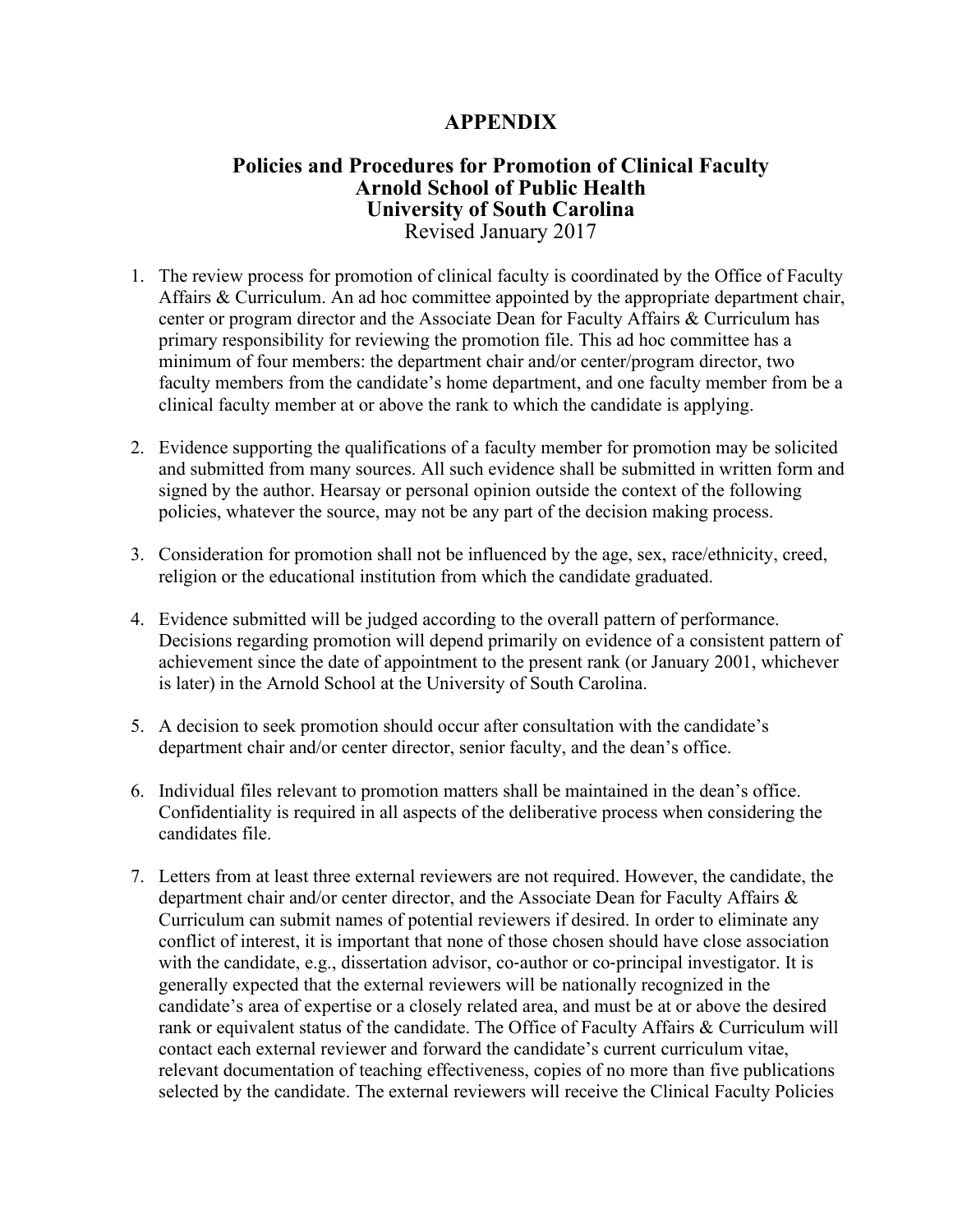# APPENDIX

## Policies and Procedures for Promotion of Clinical Faculty
## Arnold School of Public Health
## University of South Carolina

Revised January 2017

1. The review process for promotion of clinical faculty is coordinated by the Office of Faculty Affairs & Curriculum. An ad hoc committee appointed by the appropriate department chair, center or program director and the Associate Dean for Faculty Affairs & Curriculum has primary responsibility for reviewing the promotion file. This ad hoc committee has a minimum of four members: the department chair and/or center/program director, two faculty members from the candidate's home department, and one faculty member from be a clinical faculty member at or above the rank to which the candidate is applying.

2. Evidence supporting the qualifications of a faculty member for promotion may be solicited and submitted from many sources. All such evidence shall be submitted in written form and signed by the author. Hearsay or personal opinion outside the context of the following policies, whatever the source, may not be any part of the decision making process.

3. Consideration for promotion shall not be influenced by the age, sex, race/ethnicity, creed, religion or the educational institution from which the candidate graduated.

4. Evidence submitted will be judged according to the overall pattern of performance. Decisions regarding promotion will depend primarily on evidence of a consistent pattern of achievement since the date of appointment to the present rank (or January 2001, whichever is later) in the Arnold School at the University of South Carolina.

5. A decision to seek promotion should occur after consultation with the candidate's department chair and/or center director, senior faculty, and the dean's office.

6. Individual files relevant to promotion matters shall be maintained in the dean's office. Confidentiality is required in all aspects of the deliberative process when considering the candidates file.

7. Letters from at least three external reviewers are not required. However, the candidate, the department chair and/or center director, and the Associate Dean for Faculty Affairs & Curriculum can submit names of potential reviewers if desired. In order to eliminate any conflict of interest, it is important that none of those chosen should have close association with the candidate, e.g., dissertation advisor, co-author or co-principal investigator. It is generally expected that the external reviewers will be nationally recognized in the candidate's area of expertise or a closely related area, and must be at or above the desired rank or equivalent status of the candidate. The Office of Faculty Affairs & Curriculum will contact each external reviewer and forward the candidate's current curriculum vitae, relevant documentation of teaching effectiveness, copies of no more than five publications selected by the candidate. The external reviewers will receive the Clinical Faculty Policies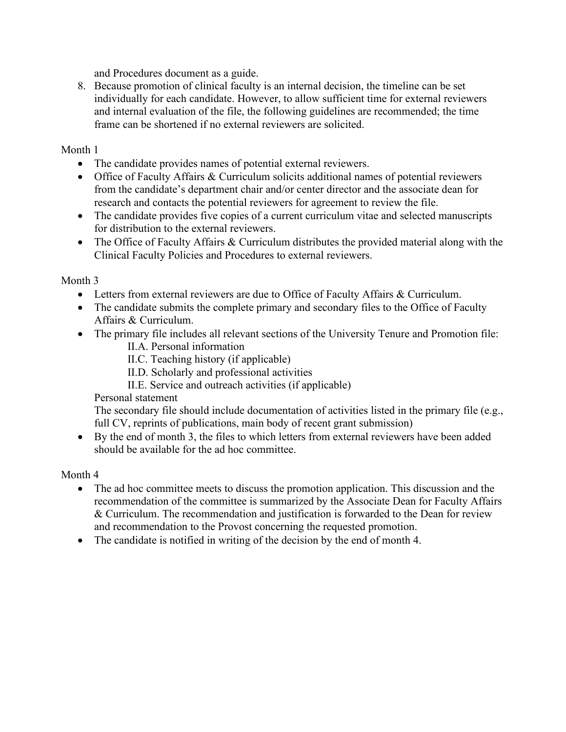and Procedures document as a guide.

8. Because promotion of clinical faculty is an internal decision, the timeline can be set individually for each candidate. However, to allow sufficient time for external reviewers and internal evaluation of the file, the following guidelines are recommended; the time frame can be shortened if no external reviewers are solicited.

Month 1

- The candidate provides names of potential external reviewers.
- Office of Faculty Affairs & Curriculum solicits additional names of potential reviewers from the candidate's department chair and/or center director and the associate dean for research and contacts the potential reviewers for agreement to review the file.
- The candidate provides five copies of a current curriculum vitae and selected manuscripts for distribution to the external reviewers.
- The Office of Faculty Affairs & Curriculum distributes the provided material along with the Clinical Faculty Policies and Procedures to external reviewers.

Month 3

- Letters from external reviewers are due to Office of Faculty Affairs & Curriculum.
- The candidate submits the complete primary and secondary files to the Office of Faculty Affairs & Curriculum.
- The primary file includes all relevant sections of the University Tenure and Promotion file:
  - II.A. Personal information
  - II.C. Teaching history (if applicable)
  - II.D. Scholarly and professional activities
  - II.E. Service and outreach activities (if applicable)

  Personal statement

  The secondary file should include documentation of activities listed in the primary file (e.g., full CV, reprints of publications, main body of recent grant submission)
- By the end of month 3, the files to which letters from external reviewers have been added should be available for the ad hoc committee.

Month 4

- The ad hoc committee meets to discuss the promotion application. This discussion and the recommendation of the committee is summarized by the Associate Dean for Faculty Affairs & Curriculum. The recommendation and justification is forwarded to the Dean for review and recommendation to the Provost concerning the requested promotion.
- The candidate is notified in writing of the decision by the end of month 4.